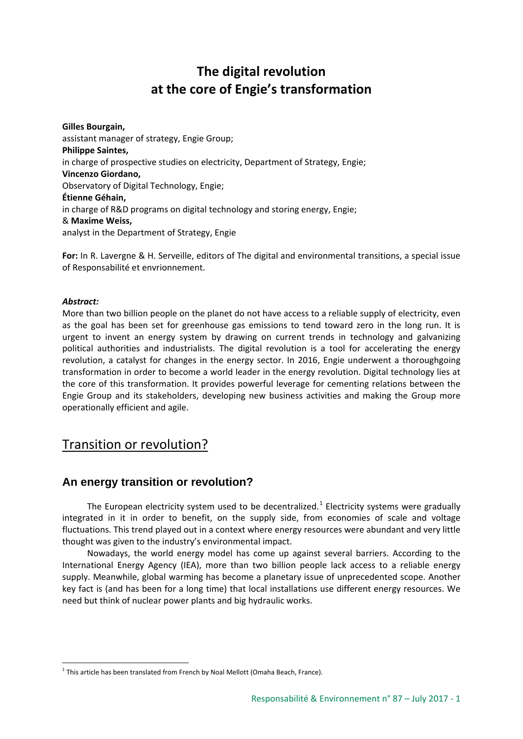# The digital revolution at the core of Engie's transformation

**Gilles Bourgain,**
assistant manager of strategy, Engie Group;
**Philippe Saintes,**
in charge of prospective studies on electricity, Department of Strategy, Engie;
**Vincenzo Giordano,**
Observatory of Digital Technology, Engie;
**Étienne Géhain,**
in charge of R&D programs on digital technology and storing energy, Engie;
& **Maxime Weiss,**
analyst in the Department of Strategy, Engie

**For:** In R. Lavergne & H. Serveille, editors of The digital and environmental transitions, a special issue of Responsabilité et envrionnement.

***Abstract:***

More than two billion people on the planet do not have access to a reliable supply of electricity, even as the goal has been set for greenhouse gas emissions to tend toward zero in the long run. It is urgent to invent an energy system by drawing on current trends in technology and galvanizing political authorities and industrialists. The digital revolution is a tool for accelerating the energy revolution, a catalyst for changes in the energy sector. In 2016, Engie underwent a thoroughgoing transformation in order to become a world leader in the energy revolution. Digital technology lies at the core of this transformation. It provides powerful leverage for cementing relations between the Engie Group and its stakeholders, developing new business activities and making the Group more operationally efficient and agile.

## Transition or revolution?

### An energy transition or revolution?

The European electricity system used to be decentralized.[1] Electricity systems were gradually integrated in it in order to benefit, on the supply side, from economies of scale and voltage fluctuations. This trend played out in a context where energy resources were abundant and very little thought was given to the industry's environmental impact.

Nowadays, the world energy model has come up against several barriers. According to the International Energy Agency (IEA), more than two billion people lack access to a reliable energy supply. Meanwhile, global warming has become a planetary issue of unprecedented scope. Another key fact is (and has been for a long time) that local installations use different energy resources. We need but think of nuclear power plants and big hydraulic works.

[1] This article has been translated from French by Noal Mellott (Omaha Beach, France).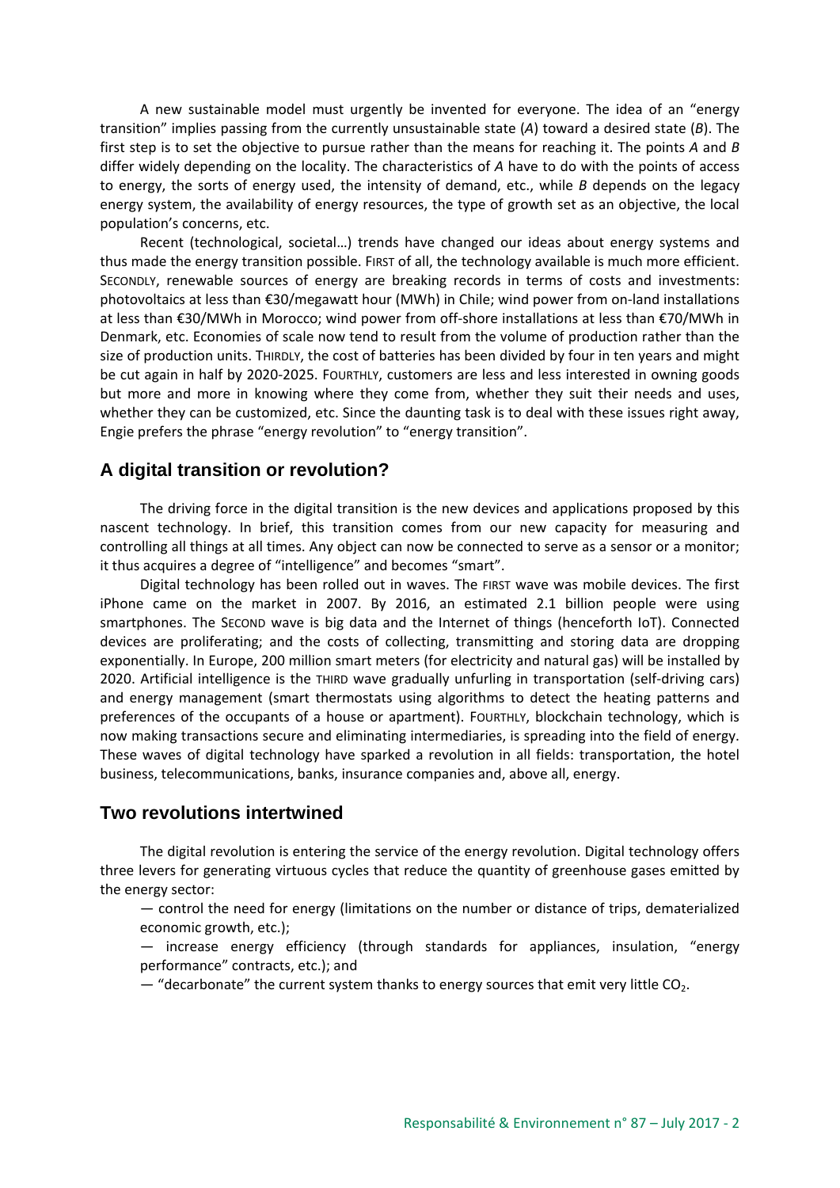A new sustainable model must urgently be invented for everyone. The idea of an "energy transition" implies passing from the currently unsustainable state (*A*) toward a desired state (*B*). The first step is to set the objective to pursue rather than the means for reaching it. The points *A* and *B* differ widely depending on the locality. The characteristics of *A* have to do with the points of access to energy, the sorts of energy used, the intensity of demand, etc., while *B* depends on the legacy energy system, the availability of energy resources, the type of growth set as an objective, the local population's concerns, etc.

Recent (technological, societal…) trends have changed our ideas about energy systems and thus made the energy transition possible. FIRST of all, the technology available is much more efficient. SECONDLY, renewable sources of energy are breaking records in terms of costs and investments: photovoltaics at less than €30/megawatt hour (MWh) in Chile; wind power from on-land installations at less than €30/MWh in Morocco; wind power from off-shore installations at less than €70/MWh in Denmark, etc. Economies of scale now tend to result from the volume of production rather than the size of production units. THIRDLY, the cost of batteries has been divided by four in ten years and might be cut again in half by 2020-2025. FOURTHLY, customers are less and less interested in owning goods but more and more in knowing where they come from, whether they suit their needs and uses, whether they can be customized, etc. Since the daunting task is to deal with these issues right away, Engie prefers the phrase "energy revolution" to "energy transition".

## A digital transition or revolution?

The driving force in the digital transition is the new devices and applications proposed by this nascent technology. In brief, this transition comes from our new capacity for measuring and controlling all things at all times. Any object can now be connected to serve as a sensor or a monitor; it thus acquires a degree of "intelligence" and becomes "smart".

Digital technology has been rolled out in waves. The FIRST wave was mobile devices. The first iPhone came on the market in 2007. By 2016, an estimated 2.1 billion people were using smartphones. The SECOND wave is big data and the Internet of things (henceforth IoT). Connected devices are proliferating; and the costs of collecting, transmitting and storing data are dropping exponentially. In Europe, 200 million smart meters (for electricity and natural gas) will be installed by 2020. Artificial intelligence is the THIRD wave gradually unfurling in transportation (self-driving cars) and energy management (smart thermostats using algorithms to detect the heating patterns and preferences of the occupants of a house or apartment). FOURTHLY, blockchain technology, which is now making transactions secure and eliminating intermediaries, is spreading into the field of energy. These waves of digital technology have sparked a revolution in all fields: transportation, the hotel business, telecommunications, banks, insurance companies and, above all, energy.

## Two revolutions intertwined

The digital revolution is entering the service of the energy revolution. Digital technology offers three levers for generating virtuous cycles that reduce the quantity of greenhouse gases emitted by the energy sector:

— control the need for energy (limitations on the number or distance of trips, dematerialized economic growth, etc.);

— increase energy efficiency (through standards for appliances, insulation, "energy performance" contracts, etc.); and

— "decarbonate" the current system thanks to energy sources that emit very little $CO_2$.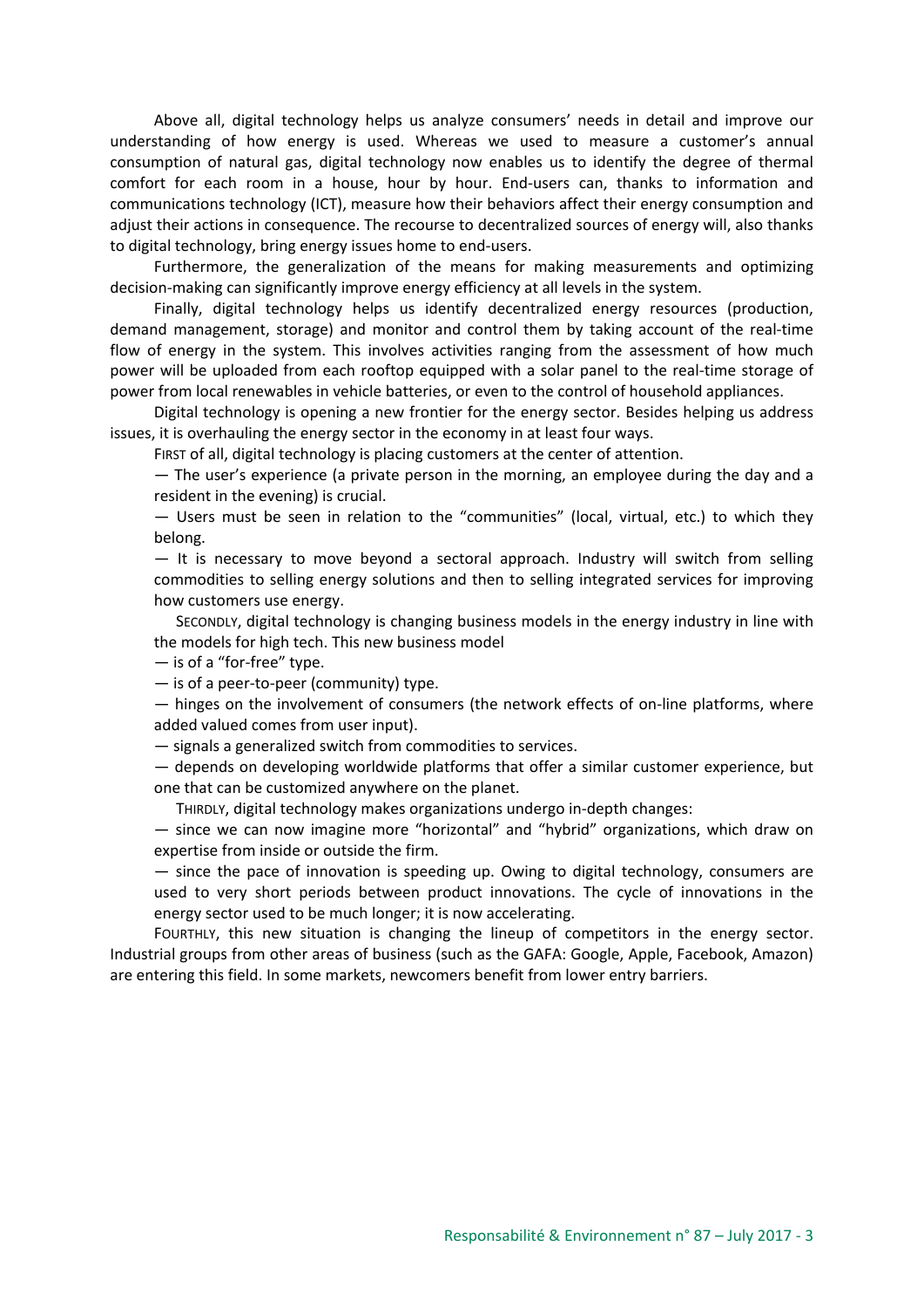Above all, digital technology helps us analyze consumers' needs in detail and improve our understanding of how energy is used. Whereas we used to measure a customer's annual consumption of natural gas, digital technology now enables us to identify the degree of thermal comfort for each room in a house, hour by hour. End-users can, thanks to information and communications technology (ICT), measure how their behaviors affect their energy consumption and adjust their actions in consequence. The recourse to decentralized sources of energy will, also thanks to digital technology, bring energy issues home to end-users.

Furthermore, the generalization of the means for making measurements and optimizing decision-making can significantly improve energy efficiency at all levels in the system.

Finally, digital technology helps us identify decentralized energy resources (production, demand management, storage) and monitor and control them by taking account of the real-time flow of energy in the system. This involves activities ranging from the assessment of how much power will be uploaded from each rooftop equipped with a solar panel to the real-time storage of power from local renewables in vehicle batteries, or even to the control of household appliances.

Digital technology is opening a new frontier for the energy sector. Besides helping us address issues, it is overhauling the energy sector in the economy in at least four ways.

FIRST of all, digital technology is placing customers at the center of attention.

— The user's experience (a private person in the morning, an employee during the day and a resident in the evening) is crucial.

— Users must be seen in relation to the "communities" (local, virtual, etc.) to which they belong.

— It is necessary to move beyond a sectoral approach. Industry will switch from selling commodities to selling energy solutions and then to selling integrated services for improving how customers use energy.

SECONDLY, digital technology is changing business models in the energy industry in line with the models for high tech. This new business model

— is of a "for-free" type.

— is of a peer-to-peer (community) type.

— hinges on the involvement of consumers (the network effects of on-line platforms, where added valued comes from user input).

— signals a generalized switch from commodities to services.

— depends on developing worldwide platforms that offer a similar customer experience, but one that can be customized anywhere on the planet.

THIRDLY, digital technology makes organizations undergo in-depth changes:

— since we can now imagine more "horizontal" and "hybrid" organizations, which draw on expertise from inside or outside the firm.

— since the pace of innovation is speeding up. Owing to digital technology, consumers are used to very short periods between product innovations. The cycle of innovations in the energy sector used to be much longer; it is now accelerating.

FOURTHLY, this new situation is changing the lineup of competitors in the energy sector. Industrial groups from other areas of business (such as the GAFA: Google, Apple, Facebook, Amazon) are entering this field. In some markets, newcomers benefit from lower entry barriers.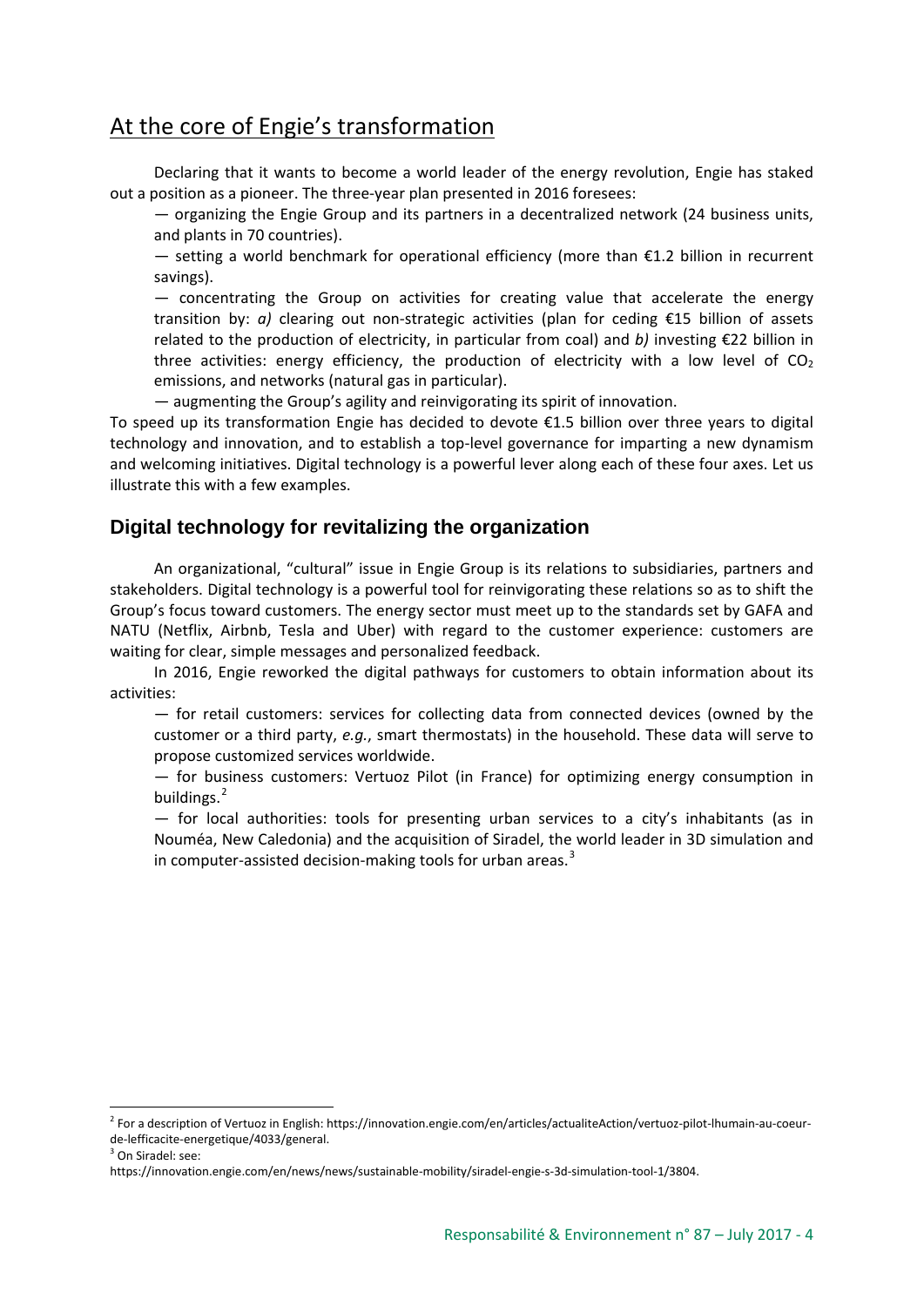# At the core of Engie's transformation

Declaring that it wants to become a world leader of the energy revolution, Engie has staked out a position as a pioneer. The three-year plan presented in 2016 foresees:

— organizing the Engie Group and its partners in a decentralized network (24 business units, and plants in 70 countries).

— setting a world benchmark for operational efficiency (more than €1.2 billion in recurrent savings).

— concentrating the Group on activities for creating value that accelerate the energy transition by: *a)* clearing out non-strategic activities (plan for ceding €15 billion of assets related to the production of electricity, in particular from coal) and *b)* investing €22 billion in three activities: energy efficiency, the production of electricity with a low level of $CO_2$ emissions, and networks (natural gas in particular).

— augmenting the Group's agility and reinvigorating its spirit of innovation.

To speed up its transformation Engie has decided to devote €1.5 billion over three years to digital technology and innovation, and to establish a top-level governance for imparting a new dynamism and welcoming initiatives. Digital technology is a powerful lever along each of these four axes. Let us illustrate this with a few examples.

## Digital technology for revitalizing the organization

An organizational, "cultural" issue in Engie Group is its relations to subsidiaries, partners and stakeholders. Digital technology is a powerful tool for reinvigorating these relations so as to shift the Group's focus toward customers. The energy sector must meet up to the standards set by GAFA and NATU (Netflix, Airbnb, Tesla and Uber) with regard to the customer experience: customers are waiting for clear, simple messages and personalized feedback.

In 2016, Engie reworked the digital pathways for customers to obtain information about its activities:

— for retail customers: services for collecting data from connected devices (owned by the customer or a third party, *e.g.*, smart thermostats) in the household. These data will serve to propose customized services worldwide.

— for business customers: Vertuoz Pilot (in France) for optimizing energy consumption in buildings.[2]

— for local authorities: tools for presenting urban services to a city's inhabitants (as in Nouméa, New Caledonia) and the acquisition of Siradel, the world leader in 3D simulation and in computer-assisted decision-making tools for urban areas.[3]

---

[2] For a description of Vertuoz in English: https://innovation.engie.com/en/articles/actualiteAction/vertuoz-pilot-lhumain-au-coeur-de-lefficacite-energetique/4033/general.

[3] On Siradel: see: https://innovation.engie.com/en/news/news/sustainable-mobility/siradel-engie-s-3d-simulation-tool-1/3804.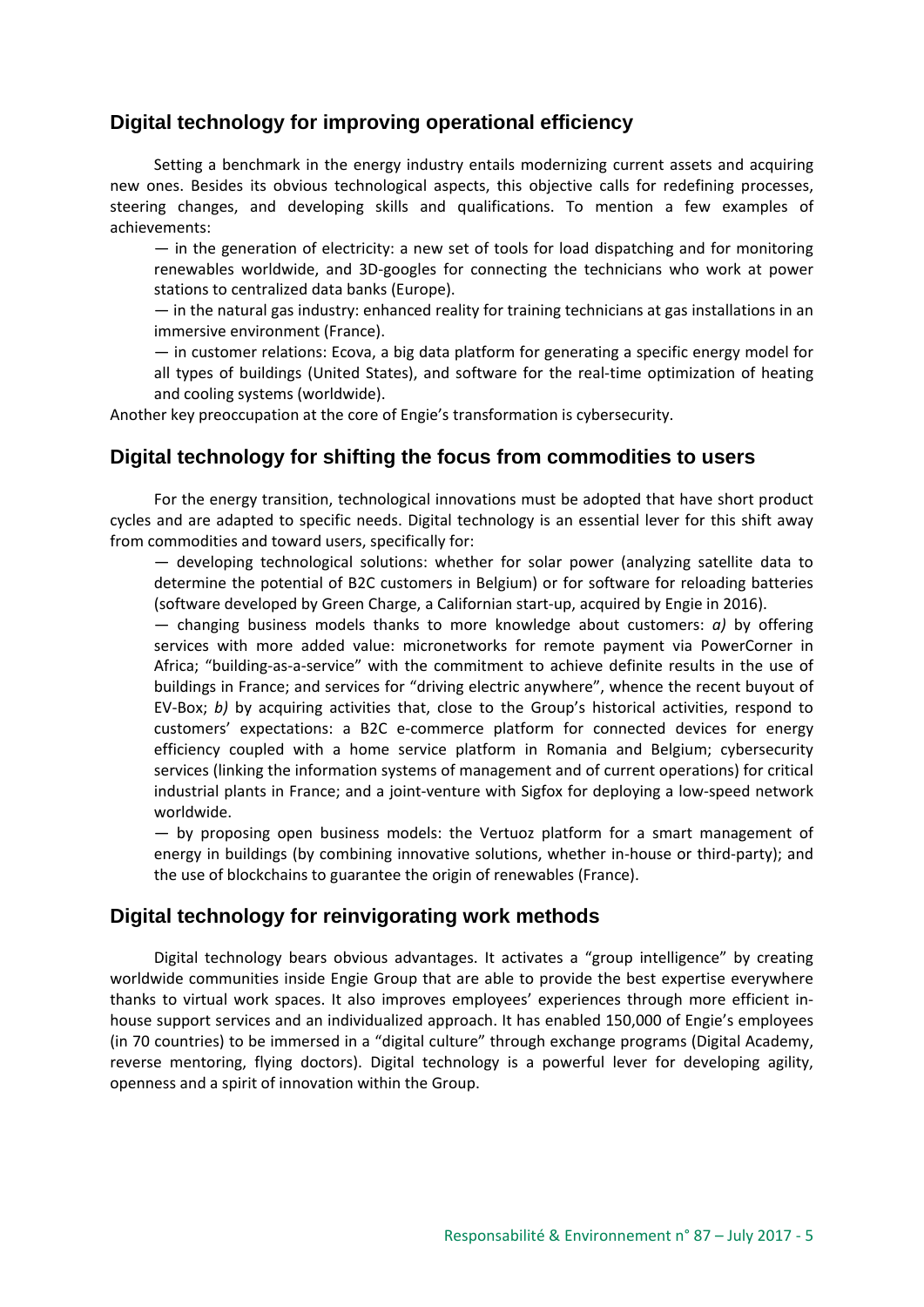## Digital technology for improving operational efficiency

Setting a benchmark in the energy industry entails modernizing current assets and acquiring new ones. Besides its obvious technological aspects, this objective calls for redefining processes, steering changes, and developing skills and qualifications. To mention a few examples of achievements:

— in the generation of electricity: a new set of tools for load dispatching and for monitoring renewables worldwide, and 3D-googles for connecting the technicians who work at power stations to centralized data banks (Europe).

— in the natural gas industry: enhanced reality for training technicians at gas installations in an immersive environment (France).

— in customer relations: Ecova, a big data platform for generating a specific energy model for all types of buildings (United States), and software for the real-time optimization of heating and cooling systems (worldwide).

Another key preoccupation at the core of Engie's transformation is cybersecurity.

## Digital technology for shifting the focus from commodities to users

For the energy transition, technological innovations must be adopted that have short product cycles and are adapted to specific needs. Digital technology is an essential lever for this shift away from commodities and toward users, specifically for:

— developing technological solutions: whether for solar power (analyzing satellite data to determine the potential of B2C customers in Belgium) or for software for reloading batteries (software developed by Green Charge, a Californian start-up, acquired by Engie in 2016).

— changing business models thanks to more knowledge about customers: *a)* by offering services with more added value: micronetworks for remote payment via PowerCorner in Africa; "building-as-a-service" with the commitment to achieve definite results in the use of buildings in France; and services for "driving electric anywhere", whence the recent buyout of EV-Box; *b)* by acquiring activities that, close to the Group's historical activities, respond to customers' expectations: a B2C e-commerce platform for connected devices for energy efficiency coupled with a home service platform in Romania and Belgium; cybersecurity services (linking the information systems of management and of current operations) for critical industrial plants in France; and a joint-venture with Sigfox for deploying a low-speed network worldwide.

— by proposing open business models: the Vertuoz platform for a smart management of energy in buildings (by combining innovative solutions, whether in-house or third-party); and the use of blockchains to guarantee the origin of renewables (France).

## Digital technology for reinvigorating work methods

Digital technology bears obvious advantages. It activates a "group intelligence" by creating worldwide communities inside Engie Group that are able to provide the best expertise everywhere thanks to virtual work spaces. It also improves employees' experiences through more efficient in-house support services and an individualized approach. It has enabled 150,000 of Engie's employees (in 70 countries) to be immersed in a "digital culture" through exchange programs (Digital Academy, reverse mentoring, flying doctors). Digital technology is a powerful lever for developing agility, openness and a spirit of innovation within the Group.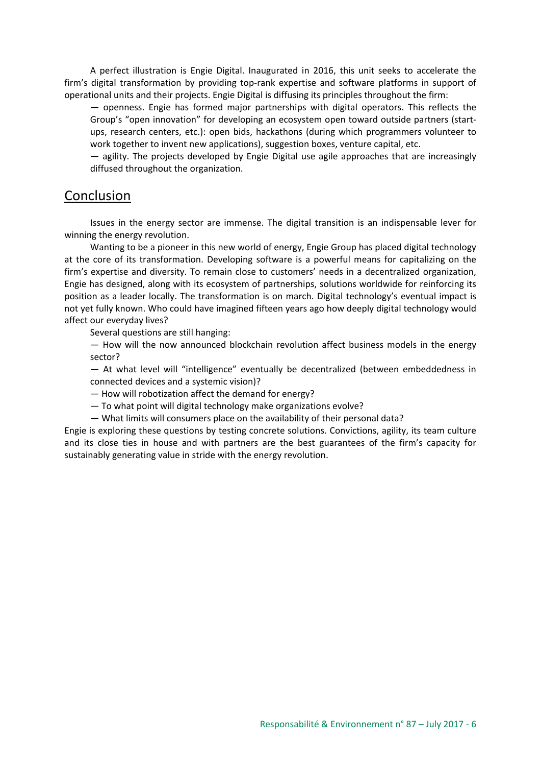A perfect illustration is Engie Digital. Inaugurated in 2016, this unit seeks to accelerate the firm's digital transformation by providing top-rank expertise and software platforms in support of operational units and their projects. Engie Digital is diffusing its principles throughout the firm:

— openness. Engie has formed major partnerships with digital operators. This reflects the Group's "open innovation" for developing an ecosystem open toward outside partners (start-ups, research centers, etc.): open bids, hackathons (during which programmers volunteer to work together to invent new applications), suggestion boxes, venture capital, etc.

— agility. The projects developed by Engie Digital use agile approaches that are increasingly diffused throughout the organization.

## Conclusion

Issues in the energy sector are immense. The digital transition is an indispensable lever for winning the energy revolution.

Wanting to be a pioneer in this new world of energy, Engie Group has placed digital technology at the core of its transformation. Developing software is a powerful means for capitalizing on the firm's expertise and diversity. To remain close to customers' needs in a decentralized organization, Engie has designed, along with its ecosystem of partnerships, solutions worldwide for reinforcing its position as a leader locally. The transformation is on march. Digital technology's eventual impact is not yet fully known. Who could have imagined fifteen years ago how deeply digital technology would affect our everyday lives?

Several questions are still hanging:

— How will the now announced blockchain revolution affect business models in the energy sector?

— At what level will "intelligence" eventually be decentralized (between embeddedness in connected devices and a systemic vision)?

— How will robotization affect the demand for energy?

— To what point will digital technology make organizations evolve?

— What limits will consumers place on the availability of their personal data?

Engie is exploring these questions by testing concrete solutions. Convictions, agility, its team culture and its close ties in house and with partners are the best guarantees of the firm's capacity for sustainably generating value in stride with the energy revolution.